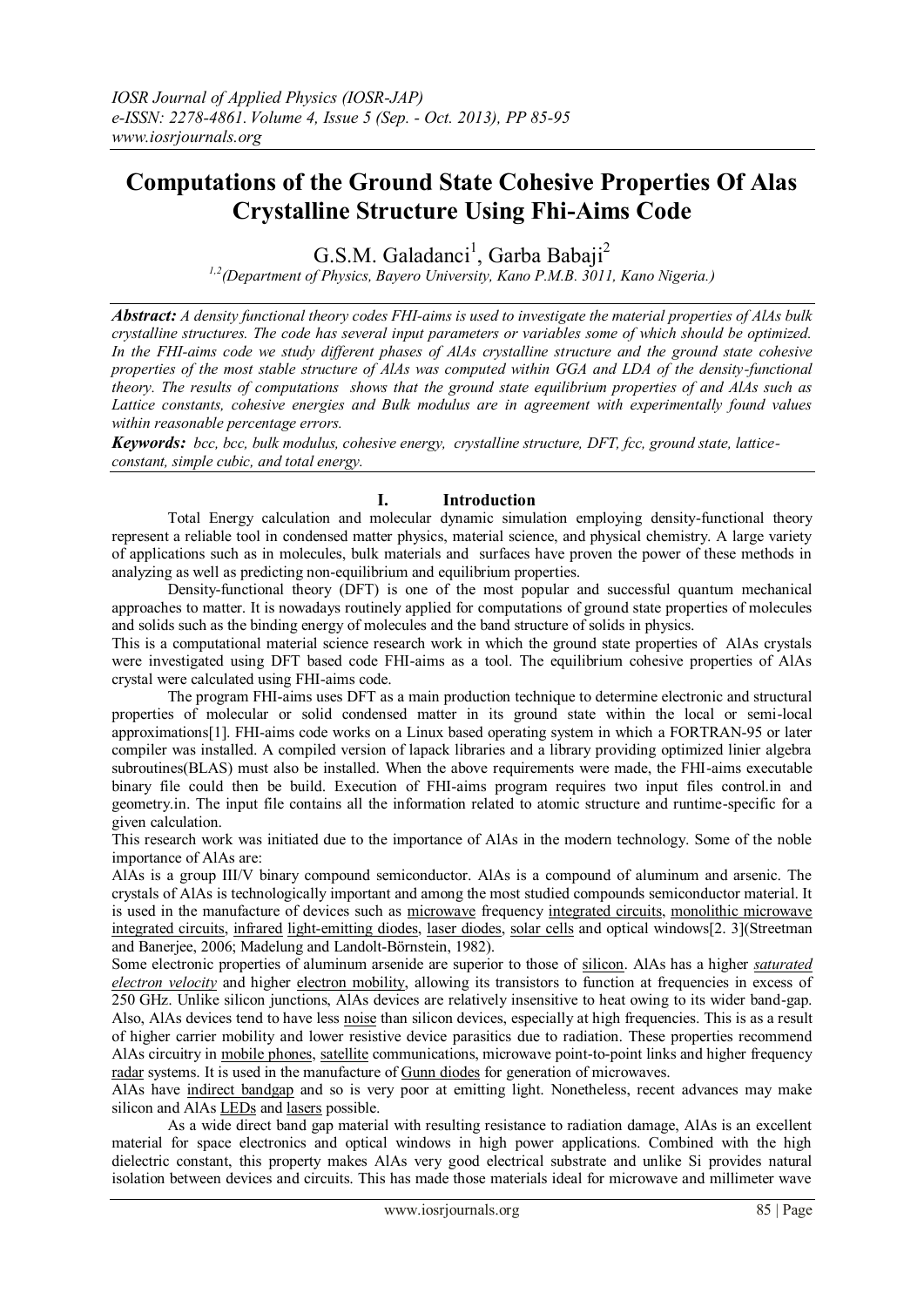# Computations of the Ground State Cohesive Properties Of Alas Crystalline Structure Using Fhi-Aims Code

G.S.M. Galadanci[1], Garba Babaji[2]

[1,2](Department of Physics, Bayero University, Kano P.M.B. 3011, Kano Nigeria.)

***Abstract:*** *A density functional theory codes FHI-aims is used to investigate the material properties of AlAs bulk crystalline structures. The code has several input parameters or variables some of which should be optimized. In the FHI-aims code we study different phases of AlAs crystalline structure and the ground state cohesive properties of the most stable structure of AlAs was computed within GGA and LDA of the density-functional theory. The results of computations shows that the ground state equilibrium properties of and AlAs such as Lattice constants, cohesive energies and Bulk modulus are in agreement with experimentally found values within reasonable percentage errors.*

***Keywords:*** *bcc, bcc, bulk modulus, cohesive energy, crystalline structure, DFT, fcc, ground state, lattice-constant, simple cubic, and total energy.*

## I. Introduction

Total Energy calculation and molecular dynamic simulation employing density-functional theory represent a reliable tool in condensed matter physics, material science, and physical chemistry. A large variety of applications such as in molecules, bulk materials and surfaces have proven the power of these methods in analyzing as well as predicting non-equilibrium and equilibrium properties.

Density-functional theory (DFT) is one of the most popular and successful quantum mechanical approaches to matter. It is nowadays routinely applied for computations of ground state properties of molecules and solids such as the binding energy of molecules and the band structure of solids in physics.

This is a computational material science research work in which the ground state properties of AlAs crystals were investigated using DFT based code FHI-aims as a tool. The equilibrium cohesive properties of AlAs crystal were calculated using FHI-aims code.

The program FHI-aims uses DFT as a main production technique to determine electronic and structural properties of molecular or solid condensed matter in its ground state within the local or semi-local approximations[1]. FHI-aims code works on a Linux based operating system in which a FORTRAN-95 or later compiler was installed. A compiled version of lapack libraries and a library providing optimized linier algebra subroutines(BLAS) must also be installed. When the above requirements were made, the FHI-aims executable binary file could then be build. Execution of FHI-aims program requires two input files control.in and geometry.in. The input file contains all the information related to atomic structure and runtime-specific for a given calculation.

This research work was initiated due to the importance of AlAs in the modern technology. Some of the noble importance of AlAs are:

AlAs is a group III/V binary compound semiconductor. AlAs is a compound of aluminum and arsenic. The crystals of AlAs is technologically important and among the most studied compounds semiconductor material. It is used in the manufacture of devices such as microwave frequency integrated circuits, monolithic microwave integrated circuits, infrared light-emitting diodes, laser diodes, solar cells and optical windows[2. 3](Streetman and Banerjee, 2006; Madelung and Landolt-Börnstein, 1982).

Some electronic properties of aluminum arsenide are superior to those of silicon. AlAs has a higher *saturated electron velocity* and higher electron mobility, allowing its transistors to function at frequencies in excess of 250 GHz. Unlike silicon junctions, AlAs devices are relatively insensitive to heat owing to its wider band-gap. Also, AlAs devices tend to have less noise than silicon devices, especially at high frequencies. This is as a result of higher carrier mobility and lower resistive device parasitics due to radiation. These properties recommend AlAs circuitry in mobile phones, satellite communications, microwave point-to-point links and higher frequency radar systems. It is used in the manufacture of Gunn diodes for generation of microwaves.

AlAs have indirect bandgap and so is very poor at emitting light. Nonetheless, recent advances may make silicon and AlAs LEDs and lasers possible.

As a wide direct band gap material with resulting resistance to radiation damage, AlAs is an excellent material for space electronics and optical windows in high power applications. Combined with the high dielectric constant, this property makes AlAs very good electrical substrate and unlike Si provides natural isolation between devices and circuits. This has made those materials ideal for microwave and millimeter wave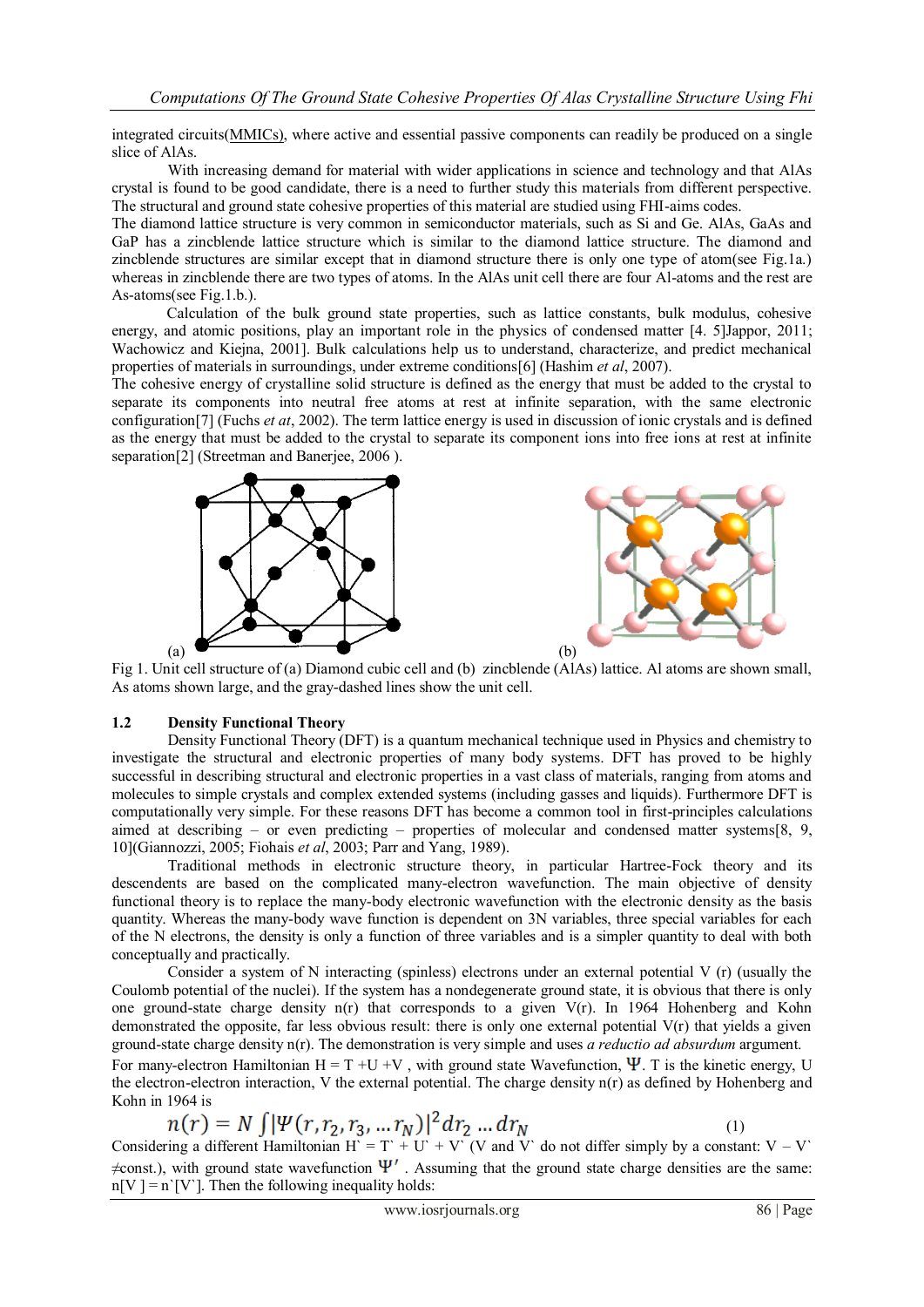integrated circuits(MMICs), where active and essential passive components can readily be produced on a single slice of AlAs.

With increasing demand for material with wider applications in science and technology and that AlAs crystal is found to be good candidate, there is a need to further study this materials from different perspective. The structural and ground state cohesive properties of this material are studied using FHI-aims codes.

The diamond lattice structure is very common in semiconductor materials, such as Si and Ge. AlAs, GaAs and GaP has a zincblende lattice structure which is similar to the diamond lattice structure. The diamond and zincblende structures are similar except that in diamond structure there is only one type of atom(see Fig.1a.) whereas in zincblende there are two types of atoms. In the AlAs unit cell there are four Al-atoms and the rest are As-atoms(see Fig.1.b.).

Calculation of the bulk ground state properties, such as lattice constants, bulk modulus, cohesive energy, and atomic positions, play an important role in the physics of condensed matter [4. 5]Jappor, 2011; Wachowicz and Kiejna, 2001]. Bulk calculations help us to understand, characterize, and predict mechanical properties of materials in surroundings, under extreme conditions[6] (Hashim *et al*, 2007).

The cohesive energy of crystalline solid structure is defined as the energy that must be added to the crystal to separate its components into neutral free atoms at rest at infinite separation, with the same electronic configuration[7] (Fuchs *et at*, 2002). The term lattice energy is used in discussion of ionic crystals and is defined as the energy that must be added to the crystal to separate its component ions into free ions at rest at infinite separation[2] (Streetman and Banerjee, 2006 ).

(a) (b)

Fig 1. Unit cell structure of (a) Diamond cubic cell and (b) zincblende (AlAs) lattice. Al atoms are shown small, As atoms shown large, and the gray-dashed lines show the unit cell.

### 1.2 Density Functional Theory

Density Functional Theory (DFT) is a quantum mechanical technique used in Physics and chemistry to investigate the structural and electronic properties of many body systems. DFT has proved to be highly successful in describing structural and electronic properties in a vast class of materials, ranging from atoms and molecules to simple crystals and complex extended systems (including gasses and liquids). Furthermore DFT is computationally very simple. For these reasons DFT has become a common tool in first-principles calculations aimed at describing – or even predicting – properties of molecular and condensed matter systems[8, 9, 10](Giannozzi, 2005; Fiohais *et al*, 2003; Parr and Yang, 1989).

Traditional methods in electronic structure theory, in particular Hartree-Fock theory and its descendents are based on the complicated many-electron wavefunction. The main objective of density functional theory is to replace the many-body electronic wavefunction with the electronic density as the basis quantity. Whereas the many-body wave function is dependent on 3N variables, three special variables for each of the N electrons, the density is only a function of three variables and is a simpler quantity to deal with both conceptually and practically.

Consider a system of N interacting (spinless) electrons under an external potential V (r) (usually the Coulomb potential of the nuclei). If the system has a nondegenerate ground state, it is obvious that there is only one ground-state charge density n(r) that corresponds to a given V(r). In 1964 Hohenberg and Kohn demonstrated the opposite, far less obvious result: there is only one external potential V(r) that yields a given ground-state charge density n(r). The demonstration is very simple and uses *a reductio ad absurdum* argument.

For many-electron Hamiltonian H = T +U +V , with ground state Wavefunction, $\Psi$. T is the kinetic energy, U the electron-electron interaction, V the external potential. The charge density n(r) as defined by Hohenberg and Kohn in 1964 is

$$n(r) = N \int |\Psi(r, r_2, r_3, \dots r_N)|^2 dr_2 \dots dr_N \tag{1}$$

Considering a different Hamiltonian H` = T` + U` + V` (V and V` do not differ simply by a constant: V – V` ≠const.), with ground state wavefunction $\Psi'$ . Assuming that the ground state charge densities are the same: n[V ] = n`[V`]. Then the following inequality holds: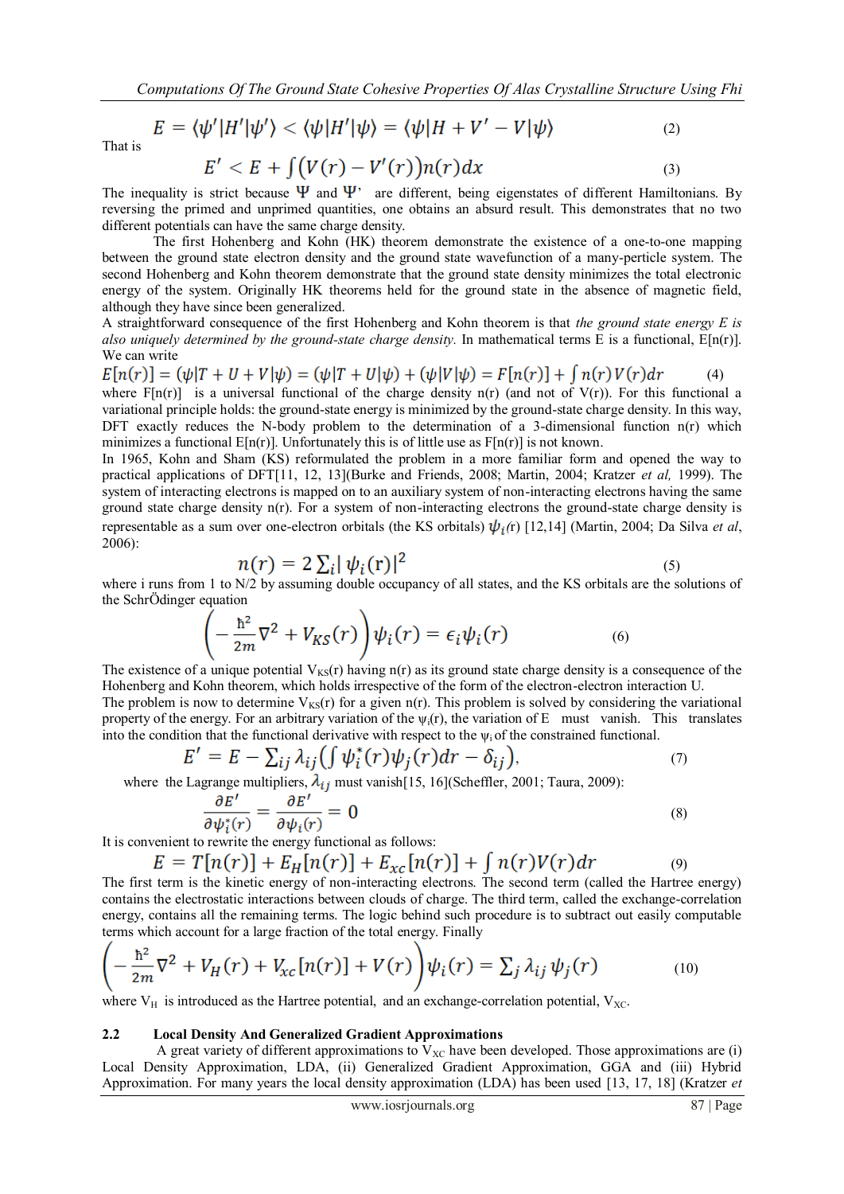$$E = \langle\psi'|H'|\psi'\rangle < \langle\psi|H'|\psi\rangle = \langle\psi|H + V' - V|\psi\rangle \quad (2)$$

That is

$$E' < E + \int\left(V(r) - V'(r)\right)n(r)dx \quad (3)$$

The inequality is strict because $\Psi$ and $\Psi'$ are different, being eigenstates of different Hamiltonians. By reversing the primed and unprimed quantities, one obtains an absurd result. This demonstrates that no two different potentials can have the same charge density.

The first Hohenberg and Kohn (HK) theorem demonstrate the existence of a one-to-one mapping between the ground state electron density and the ground state wavefunction of a many-perticle system. The second Hohenberg and Kohn theorem demonstrate that the ground state density minimizes the total electronic energy of the system. Originally HK theorems held for the ground state in the absence of magnetic field, although they have since been generalized.

A straightforward consequence of the first Hohenberg and Kohn theorem is that *the ground state energy E is also uniquely determined by the ground-state charge density.* In mathematical terms E is a functional, E[n(r)]. We can write

$$E[n(r)] = \langle\psi|T + U + V|\psi\rangle = \langle\psi|T + U|\psi\rangle + \langle\psi|V|\psi\rangle = F[n(r)] + \int n(r)V(r)dr \quad (4)$$

where F[n(r)] is a universal functional of the charge density n(r) (and not of V(r)). For this functional a variational principle holds: the ground-state energy is minimized by the ground-state charge density. In this way, DFT exactly reduces the N-body problem to the determination of a 3-dimensional function n(r) which minimizes a functional E[n(r)]. Unfortunately this is of little use as F[n(r)] is not known.

In 1965, Kohn and Sham (KS) reformulated the problem in a more familiar form and opened the way to practical applications of DFT[11, 12, 13](Burke and Friends, 2008; Martin, 2004; Kratzer *et al,* 1999). The system of interacting electrons is mapped on to an auxiliary system of non-interacting electrons having the same ground state charge density n(r). For a system of non-interacting electrons the ground-state charge density is representable as a sum over one-electron orbitals (the KS orbitals) $\psi_i(r)$ [12,14] (Martin, 2004; Da Silva *et al*, 2006):

$$n(r) = 2\sum_i |\psi_i(r)|^2 \quad (5)$$

where i runs from 1 to N/2 by assuming double occupancy of all states, and the KS orbitals are the solutions of the SchrÖdinger equation

$$\left(-\frac{\hbar^2}{2m}\nabla^2 + V_{KS}(r)\right)\psi_i(r) = \epsilon_i\psi_i(r) \quad (6)$$

The existence of a unique potential $V_{KS}(r)$ having n(r) as its ground state charge density is a consequence of the Hohenberg and Kohn theorem, which holds irrespective of the form of the electron-electron interaction U.

The problem is now to determine $V_{KS}(r)$ for a given n(r). This problem is solved by considering the variational property of the energy. For an arbitrary variation of the $\psi_i(r)$, the variation of E must vanish. This translates into the condition that the functional derivative with respect to the $\psi_i$ of the constrained functional.

$$E' = E - \sum_{ij}\lambda_{ij}\left(\int\psi_i^*(r)\psi_j(r)dr - \delta_{ij}\right), \quad (7)$$

where the Lagrange multipliers, $\lambda_{ij}$ must vanish[15, 16](Scheffler, 2001; Taura, 2009):

$$\frac{\partial E'}{\partial\psi_i^*(r)} = \frac{\partial E'}{\partial\psi_i(r)} = 0 \quad (8)$$

It is convenient to rewrite the energy functional as follows:

$$E = T[n(r)] + E_H[n(r)] + E_{xc}[n(r)] + \int n(r)V(r)dr \quad (9)$$

The first term is the kinetic energy of non-interacting electrons. The second term (called the Hartree energy) contains the electrostatic interactions between clouds of charge. The third term, called the exchange-correlation energy, contains all the remaining terms. The logic behind such procedure is to subtract out easily computable terms which account for a large fraction of the total energy. Finally

$$\left(-\frac{\hbar^2}{2m}\nabla^2 + V_H(r) + V_{xc}[n(r)] + V(r)\right)\psi_i(r) = \sum_j\lambda_{ij}\psi_j(r) \quad (10)$$

where $V_H$ is introduced as the Hartree potential, and an exchange-correlation potential, $V_{XC}$.

### 2.2 Local Density And Generalized Gradient Approximations

A great variety of different approximations to $V_{XC}$ have been developed. Those approximations are (i) Local Density Approximation, LDA, (ii) Generalized Gradient Approximation, GGA and (iii) Hybrid Approximation. For many years the local density approximation (LDA) has been used [13, 17, 18] (Kratzer *et*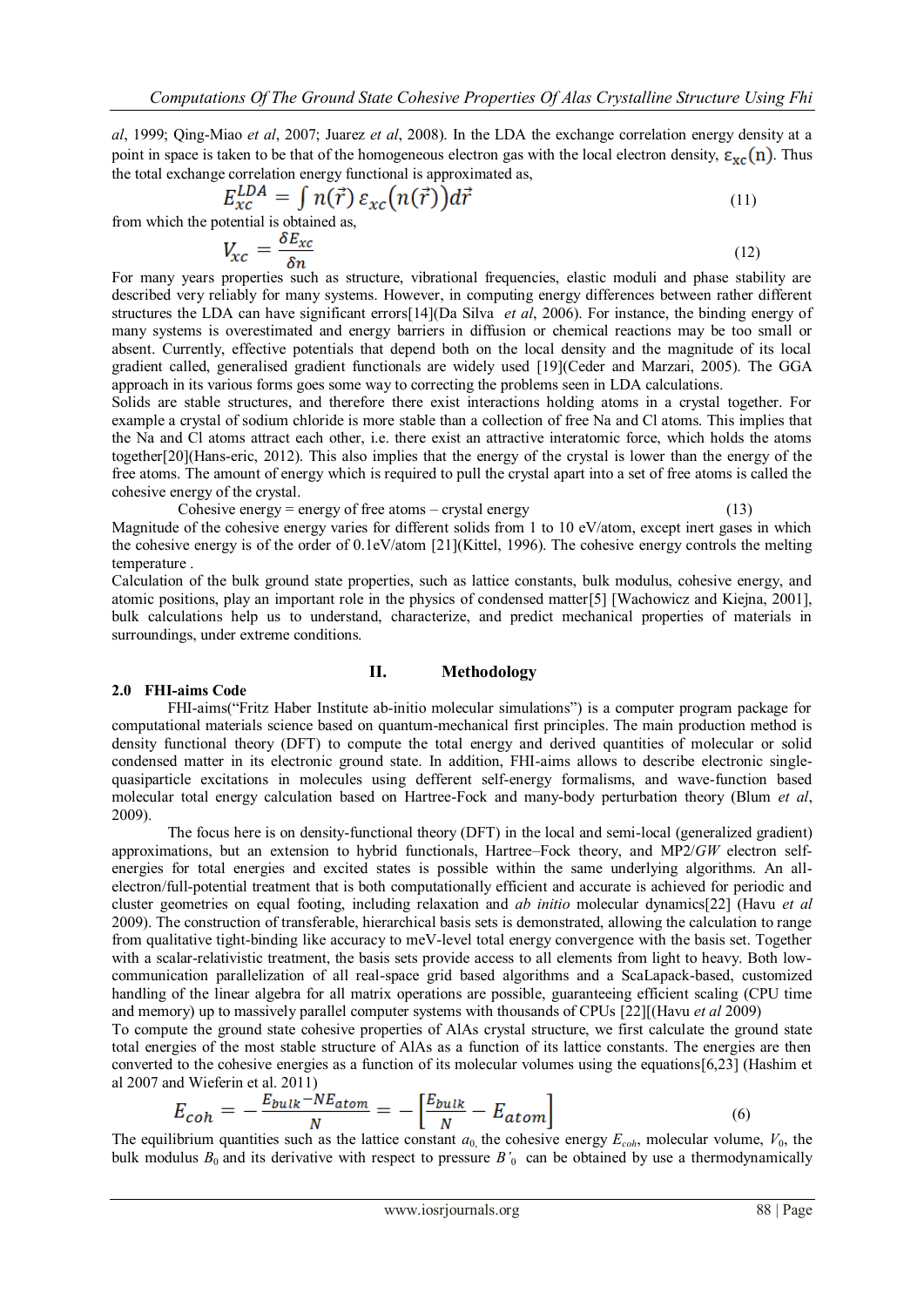*al*, 1999; Qing-Miao *et al*, 2007; Juarez *et al*, 2008). In the LDA the exchange correlation energy density at a point in space is taken to be that of the homogeneous electron gas with the local electron density, $\varepsilon_{xc}(n)$. Thus the total exchange correlation energy functional is approximated as,

$$E_{xc}^{LDA} = \int n(\vec{r})\, \varepsilon_{xc}\big(n(\vec{r})\big) d\vec{r} \tag{11}$$

from which the potential is obtained as,

$$V_{xc} = \frac{\delta E_{xc}}{\delta n} \tag{12}$$

For many years properties such as structure, vibrational frequencies, elastic moduli and phase stability are described very reliably for many systems. However, in computing energy differences between rather different structures the LDA can have significant errors[14](Da Silva *et al*, 2006). For instance, the binding energy of many systems is overestimated and energy barriers in diffusion or chemical reactions may be too small or absent. Currently, effective potentials that depend both on the local density and the magnitude of its local gradient called, generalised gradient functionals are widely used [19](Ceder and Marzari, 2005). The GGA approach in its various forms goes some way to correcting the problems seen in LDA calculations.

Solids are stable structures, and therefore there exist interactions holding atoms in a crystal together. For example a crystal of sodium chloride is more stable than a collection of free Na and Cl atoms. This implies that the Na and Cl atoms attract each other, i.e. there exist an attractive interatomic force, which holds the atoms together[20](Hans-eric, 2012). This also implies that the energy of the crystal is lower than the energy of the free atoms. The amount of energy which is required to pull the crystal apart into a set of free atoms is called the cohesive energy of the crystal.

Cohesive energy = energy of free atoms – crystal energy (13)

Magnitude of the cohesive energy varies for different solids from 1 to 10 eV/atom, except inert gases in which the cohesive energy is of the order of 0.1eV/atom [21](Kittel, 1996). The cohesive energy controls the melting temperature .

Calculation of the bulk ground state properties, such as lattice constants, bulk modulus, cohesive energy, and atomic positions, play an important role in the physics of condensed matter[5] [Wachowicz and Kiejna, 2001], bulk calculations help us to understand, characterize, and predict mechanical properties of materials in surroundings, under extreme conditions.

# II. Methodology

## 2.0 FHI-aims Code

FHI-aims("Fritz Haber Institute ab-initio molecular simulations") is a computer program package for computational materials science based on quantum-mechanical first principles. The main production method is density functional theory (DFT) to compute the total energy and derived quantities of molecular or solid condensed matter in its electronic ground state. In addition, FHI-aims allows to describe single-quasiparticle excitations in molecules using defferent self-energy formalisms, and wave-function based molecular total energy calculation based on Hartree-Fock and many-body perturbation theory (Blum *et al*, 2009).

The focus here is on density-functional theory (DFT) in the local and semi-local (generalized gradient) approximations, but an extension to hybrid functionals, Hartree–Fock theory, and MP2/*GW* electron self-energies for total energies and excited states is possible within the same underlying algorithms. An all-electron/full-potential treatment that is both computationally efficient and accurate is achieved for periodic and cluster geometries on equal footing, including relaxation and *ab initio* molecular dynamics[22] (Havu *et al* 2009). The construction of transferable, hierarchical basis sets is demonstrated, allowing the calculation to range from qualitative tight-binding like accuracy to meV-level total energy convergence with the basis set. Together with a scalar-relativistic treatment, the basis sets provide access to all elements from light to heavy. Both low-communication parallelization of all real-space grid based algorithms and a ScaLapack-based, customized handling of the linear algebra for all matrix operations are possible, guaranteeing efficient scaling (CPU time and memory) up to massively parallel computer systems with thousands of CPUs [22][(Havu *et al* 2009)

To compute the ground state cohesive properties of AlAs crystal structure, we first calculate the ground state total energies of the most stable structure of AlAs as a function of its lattice constants. The energies are then converted to the cohesive energies as a function of its molecular volumes using the equations[6,23] (Hashim et al 2007 and Wieferin et al. 2011)

$$E_{coh} = -\frac{E_{bulk} - NE_{atom}}{N} = -\left[\frac{E_{bulk}}{N} - E_{atom}\right] \tag{6}$$

The equilibrium quantities such as the lattice constant $a_0$, the cohesive energy $E_{coh}$, molecular volume, $V_0$, the bulk modulus $B_0$ and its derivative with respect to pressure $B'_0$ can be obtained by use a thermodynamically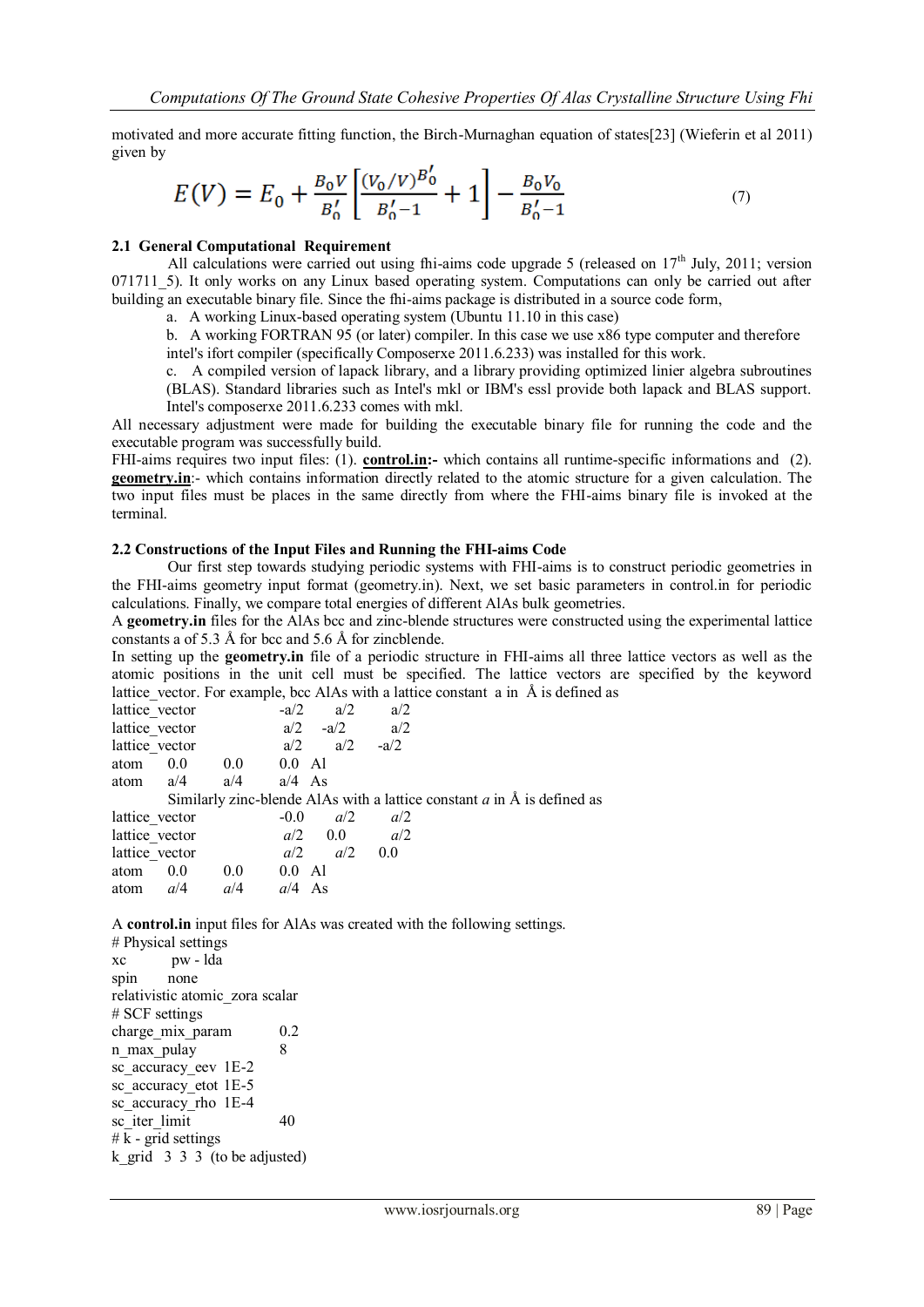motivated and more accurate fitting function, the Birch-Murnaghan equation of states[23] (Wieferin et al 2011) given by

$$E(V) = E_0 + \frac{B_0 V}{B_0'}\left[\frac{(V_0/V)^{B_0'}}{B_0'-1} + 1\right] - \frac{B_0 V_0}{B_0'-1} \tag{7}$$

### 2.1 General Computational Requirement

All calculations were carried out using fhi-aims code upgrade 5 (released on 17th July, 2011; version 071711_5). It only works on any Linux based operating system. Computations can only be carried out after building an executable binary file. Since the fhi-aims package is distributed in a source code form,

a. A working Linux-based operating system (Ubuntu 11.10 in this case)

b. A working FORTRAN 95 (or later) compiler. In this case we use x86 type computer and therefore intel's ifort compiler (specifically Composerxe 2011.6.233) was installed for this work.

c. A compiled version of lapack library, and a library providing optimized linier algebra subroutines (BLAS). Standard libraries such as Intel's mkl or IBM's essl provide both lapack and BLAS support. Intel's composerxe 2011.6.233 comes with mkl.

All necessary adjustment were made for building the executable binary file for running the code and the executable program was successfully build.

FHI-aims requires two input files: (1). **control.in:-** which contains all runtime-specific informations and (2). **geometry.in**:- which contains information directly related to the atomic structure for a given calculation. The two input files must be places in the same directly from where the FHI-aims binary file is invoked at the terminal.

### 2.2 Constructions of the Input Files and Running the FHI-aims Code

Our first step towards studying periodic systems with FHI-aims is to construct periodic geometries in the FHI-aims geometry input format (geometry.in). Next, we set basic parameters in control.in for periodic calculations. Finally, we compare total energies of different AlAs bulk geometries.

A **geometry.in** files for the AlAs bcc and zinc-blende structures were constructed using the experimental lattice constants a of 5.3 Å for bcc and 5.6 Å for zincblende.

In setting up the **geometry.in** file of a periodic structure in FHI-aims all three lattice vectors as well as the atomic positions in the unit cell must be specified. The lattice vectors are specified by the keyword lattice_vector. For example, bcc AlAs with a lattice constant a in Å is defined as

```
lattice_vector      -a/2    a/2     a/2
lattice_vector       a/2   -a/2     a/2
lattice_vector       a/2    a/2    -a/2
atom    0.0     0.0     0.0  Al
atom    a/4     a/4     a/4  As
```

Similarly zinc-blende AlAs with a lattice constant *a* in Å is defined as

```
lattice_vector      -0.0    a/2     a/2
lattice_vector       a/2    0.0     a/2
lattice_vector       a/2    a/2     0.0
atom    0.0     0.0     0.0  Al
atom    a/4     a/4     a/4  As
```

A **control.in** input files for AlAs was created with the following settings.

```
# Physical settings
xc          pw - lda
spin        none
relativistic atomic_zora scalar
# SCF settings
charge_mix_param        0.2
n_max_pulay             8
sc_accuracy_eev  1E-2
sc_accuracy_etot  1E-5
sc_accuracy_rho  1E-4
sc_iter_limit           40
# k - grid settings
k_grid   3  3  3  (to be adjusted)
```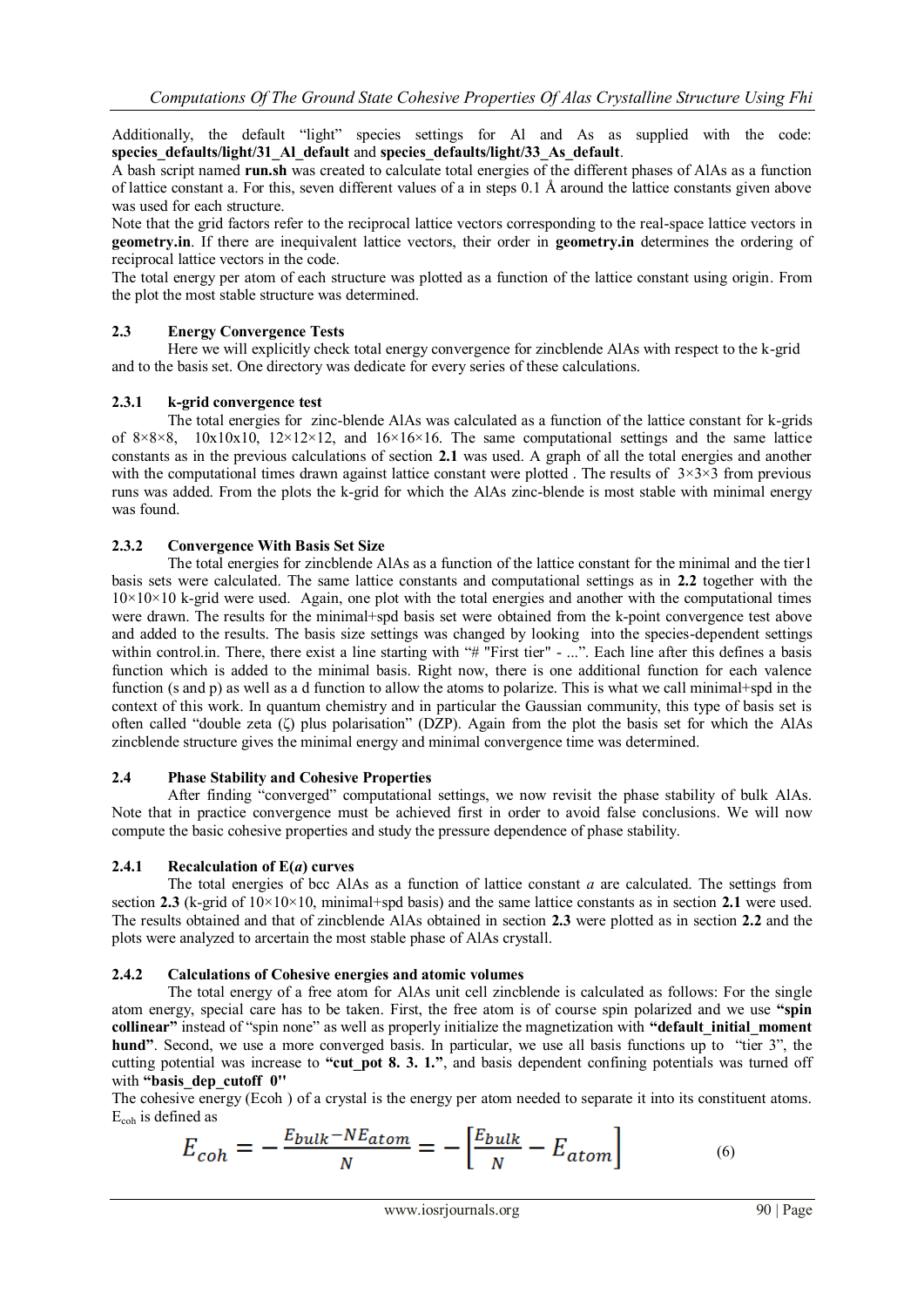Additionally, the default "light" species settings for Al and As as supplied with the code: **species_defaults/light/31_Al_default** and **species_defaults/light/33_As_default**.

A bash script named **run.sh** was created to calculate total energies of the different phases of AlAs as a function of lattice constant a. For this, seven different values of a in steps 0.1 Å around the lattice constants given above was used for each structure.

Note that the grid factors refer to the reciprocal lattice vectors corresponding to the real-space lattice vectors in **geometry.in**. If there are inequivalent lattice vectors, their order in **geometry.in** determines the ordering of reciprocal lattice vectors in the code.

The total energy per atom of each structure was plotted as a function of the lattice constant using origin. From the plot the most stable structure was determined.

### 2.3 Energy Convergence Tests

Here we will explicitly check total energy convergence for zincblende AlAs with respect to the k-grid and to the basis set. One directory was dedicate for every series of these calculations.

#### 2.3.1 k-grid convergence test

The total energies for zinc-blende AlAs was calculated as a function of the lattice constant for k-grids of 8×8×8, 10x10x10, 12×12×12, and 16×16×16. The same computational settings and the same lattice constants as in the previous calculations of section **2.1** was used. A graph of all the total energies and another with the computational times drawn against lattice constant were plotted . The results of 3×3×3 from previous runs was added. From the plots the k-grid for which the AlAs zinc-blende is most stable with minimal energy was found.

#### 2.3.2 Convergence With Basis Set Size

The total energies for zincblende AlAs as a function of the lattice constant for the minimal and the tier1 basis sets were calculated. The same lattice constants and computational settings as in **2.2** together with the 10×10×10 k-grid were used. Again, one plot with the total energies and another with the computational times were drawn. The results for the minimal+spd basis set were obtained from the k-point convergence test above and added to the results. The basis size settings was changed by looking into the species-dependent settings within control.in. There, there exist a line starting with "# "First tier" - ...". Each line after this defines a basis function which is added to the minimal basis. Right now, there is one additional function for each valence function (s and p) as well as a d function to allow the atoms to polarize. This is what we call minimal+spd in the context of this work. In quantum chemistry and in particular the Gaussian community, this type of basis set is often called "double zeta (ζ) plus polarisation" (DZP). Again from the plot the basis set for which the AlAs zincblende structure gives the minimal energy and minimal convergence time was determined.

### 2.4 Phase Stability and Cohesive Properties

After finding "converged" computational settings, we now revisit the phase stability of bulk AlAs. Note that in practice convergence must be achieved first in order to avoid false conclusions. We will now compute the basic cohesive properties and study the pressure dependence of phase stability.

#### 2.4.1 Recalculation of E(*a*) curves

The total energies of bcc AlAs as a function of lattice constant *a* are calculated. The settings from section **2.3** (k-grid of 10×10×10, minimal+spd basis) and the same lattice constants as in section **2.1** were used. The results obtained and that of zincblende AlAs obtained in section **2.3** were plotted as in section **2.2** and the plots were analyzed to arcertain the most stable phase of AlAs crystall.

#### 2.4.2 Calculations of Cohesive energies and atomic volumes

The total energy of a free atom for AlAs unit cell zincblende is calculated as follows: For the single atom energy, special care has to be taken. First, the free atom is of course spin polarized and we use **"spin collinear"** instead of "spin none" as well as properly initialize the magnetization with **"default_initial_moment hund"**. Second, we use a more converged basis. In particular, we use all basis functions up to "tier 3", the cutting potential was increase to **"cut_pot 8. 3. 1."**, and basis dependent confining potentials was turned off with **"basis_dep_cutoff 0"**

The cohesive energy (Ecoh ) of a crystal is the energy per atom needed to separate it into its constituent atoms. $E_{coh}$ is defined as

$$E_{coh} = -\frac{E_{bulk} - NE_{atom}}{N} = -\left[\frac{E_{bulk}}{N} - E_{atom}\right] \quad (6)$$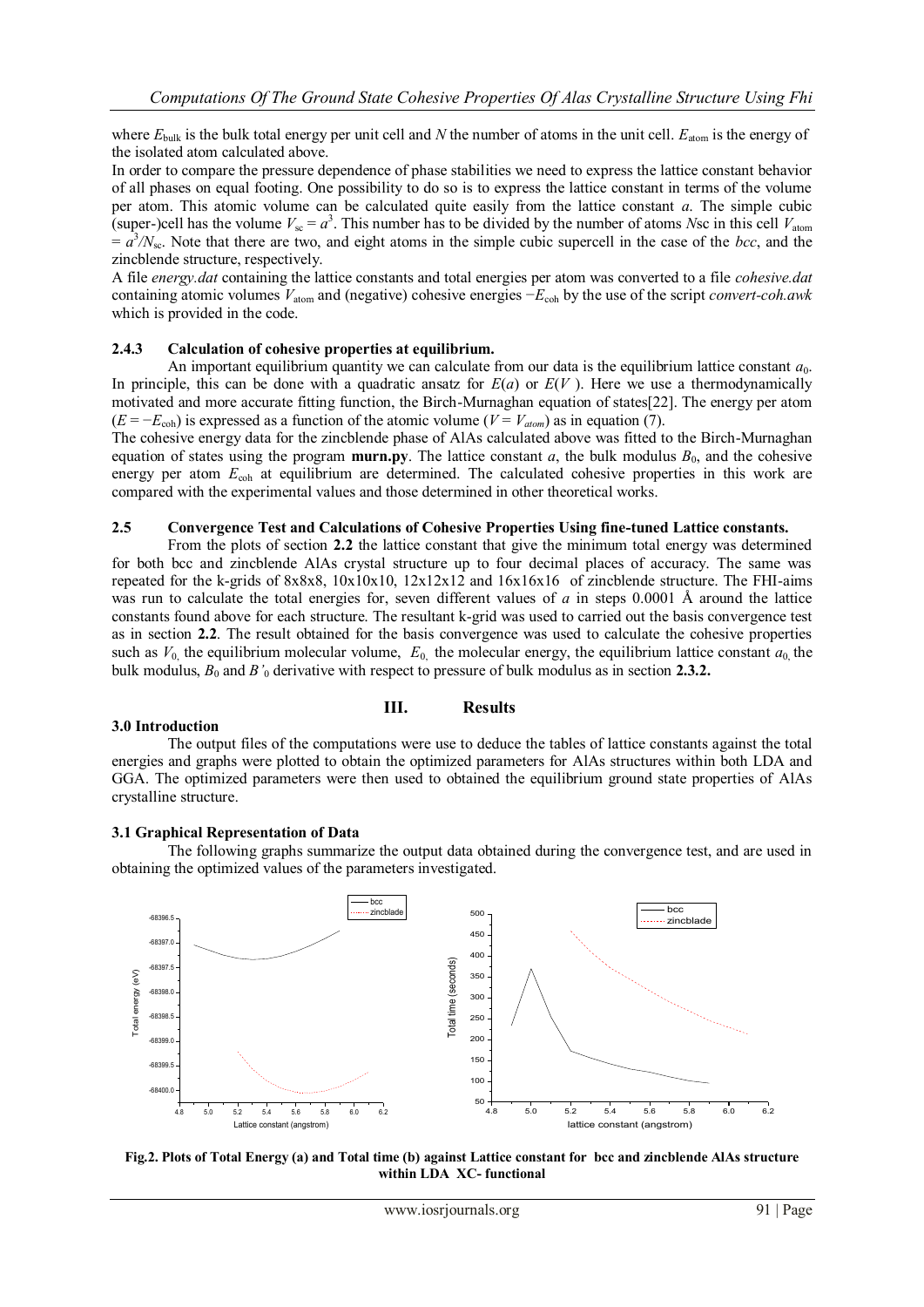where $E_{bulk}$ is the bulk total energy per unit cell and $N$ the number of atoms in the unit cell. $E_{atom}$ is the energy of the isolated atom calculated above.

In order to compare the pressure dependence of phase stabilities we need to express the lattice constant behavior of all phases on equal footing. One possibility to do so is to express the lattice constant in terms of the volume per atom. This atomic volume can be calculated quite easily from the lattice constant $a$. The simple cubic (super-)cell has the volume $V_{sc} = a^3$. This number has to be divided by the number of atoms $N$sc in this cell $V_{atom} = a^3/N_{sc}$. Note that there are two, and eight atoms in the simple cubic supercell in the case of the *bcc*, and the zincblende structure, respectively.

A file *energy.dat* containing the lattice constants and total energies per atom was converted to a file *cohesive.dat* containing atomic volumes $V_{atom}$ and (negative) cohesive energies $-E_{coh}$ by the use of the script *convert-coh.awk* which is provided in the code.

### 2.4.3 Calculation of cohesive properties at equilibrium.

An important equilibrium quantity we can calculate from our data is the equilibrium lattice constant $a_0$. In principle, this can be done with a quadratic ansatz for $E(a)$ or $E(V)$. Here we use a thermodynamically motivated and more accurate fitting function, the Birch-Murnaghan equation of states[22]. The energy per atom ($E = -E_{coh}$) is expressed as a function of the atomic volume ($V = V_{atom}$) as in equation (7).

The cohesive energy data for the zincblende phase of AlAs calculated above was fitted to the Birch-Murnaghan equation of states using the program **murn.py**. The lattice constant $a$, the bulk modulus $B_0$, and the cohesive energy per atom $E_{coh}$ at equilibrium are determined. The calculated cohesive properties in this work are compared with the experimental values and those determined in other theoretical works.

### 2.5 Convergence Test and Calculations of Cohesive Properties Using fine-tuned Lattice constants.

From the plots of section **2.2** the lattice constant that give the minimum total energy was determined for both bcc and zincblende AlAs crystal structure up to four decimal places of accuracy. The same was repeated for the k-grids of 8x8x8, 10x10x10, 12x12x12 and 16x16x16 of zincblende structure. The FHI-aims was run to calculate the total energies for, seven different values of $a$ in steps 0.0001 Å around the lattice constants found above for each structure. The resultant k-grid was used to carried out the basis convergence test as in section **2.2**. The result obtained for the basis convergence was used to calculate the cohesive properties such as $V_0$, the equilibrium molecular volume, $E_0$, the molecular energy, the equilibrium lattice constant $a_0$, the bulk modulus, $B_0$ and $B'_0$ derivative with respect to pressure of bulk modulus as in section **2.3.2.**

## III. Results

### 3.0 Introduction

The output files of the computations were use to deduce the tables of lattice constants against the total energies and graphs were plotted to obtain the optimized parameters for AlAs structures within both LDA and GGA. The optimized parameters were then used to obtained the equilibrium ground state properties of AlAs crystalline structure.

### 3.1 Graphical Representation of Data

The following graphs summarize the output data obtained during the convergence test, and are used in obtaining the optimized values of the parameters investigated.

**Fig.2. Plots of Total Energy (a) and Total time (b) against Lattice constant for bcc and zincblende AlAs structure within LDA XC- functional**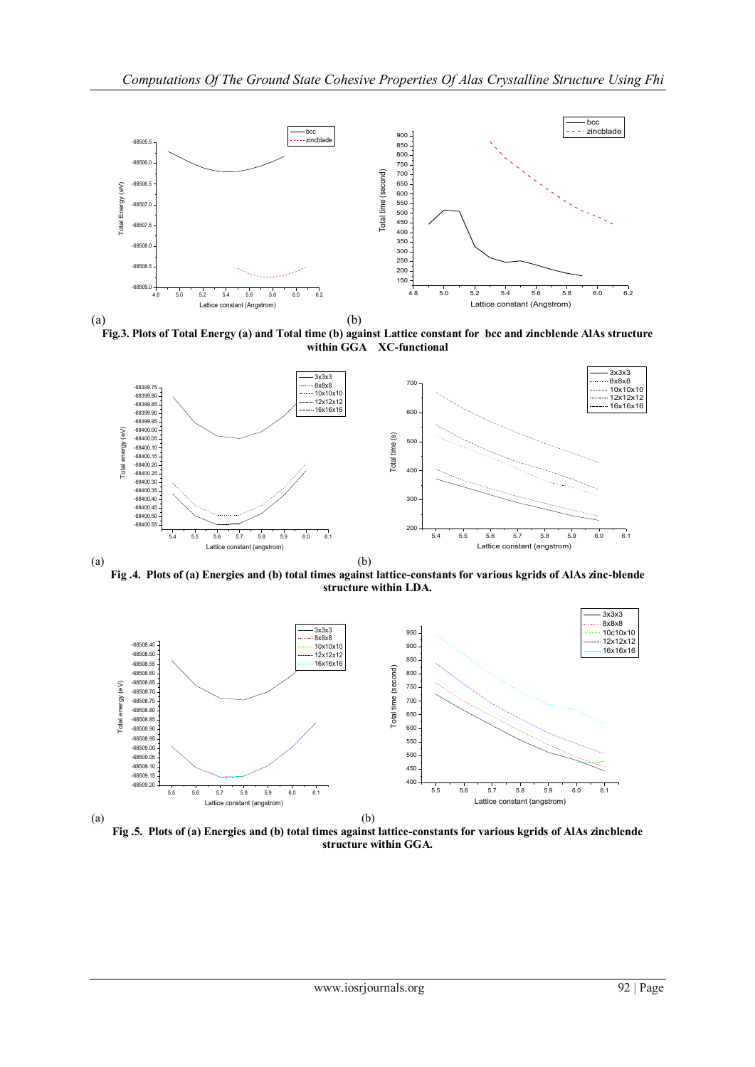(a) (b)

**Fig.3. Plots of Total Energy (a) and Total time (b) against Lattice constant for bcc and zincblende AlAs structure within GGA XC-functional**

(a) (b)

**Fig .4. Plots of (a) Energies and (b) total times against lattice-constants for various kgrids of AlAs zinc-blende structure within LDA.**

(a) (b)

**Fig .5. Plots of (a) Energies and (b) total times against lattice-constants for various kgrids of AlAs zincblende structure within GGA.**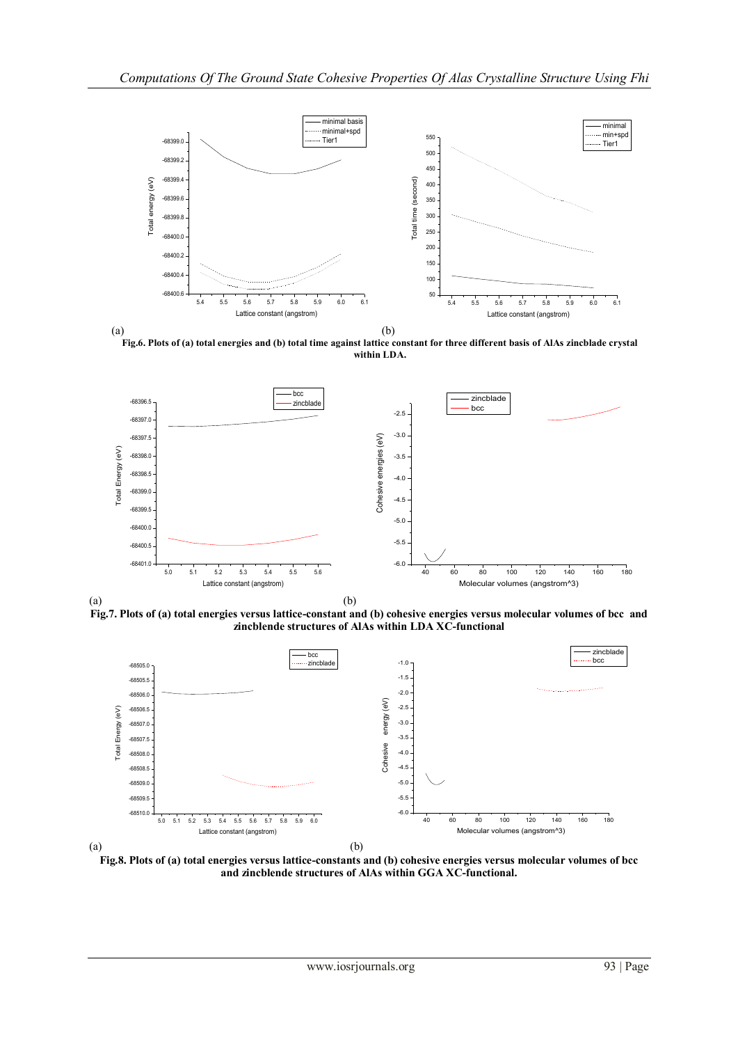(a) (b)

**Fig.6. Plots of (a) total energies and (b) total time against lattice constant for three different basis of AlAs zincblade crystal within LDA.**

(a) (b)

**Fig.7. Plots of (a) total energies versus lattice-constant and (b) cohesive energies versus molecular volumes of bcc and zincblende structures of AlAs within LDA XC-functional**

(a) (b)

**Fig.8. Plots of (a) total energies versus lattice-constants and (b) cohesive energies versus molecular volumes of bcc and zincblende structures of AlAs within GGA XC-functional.**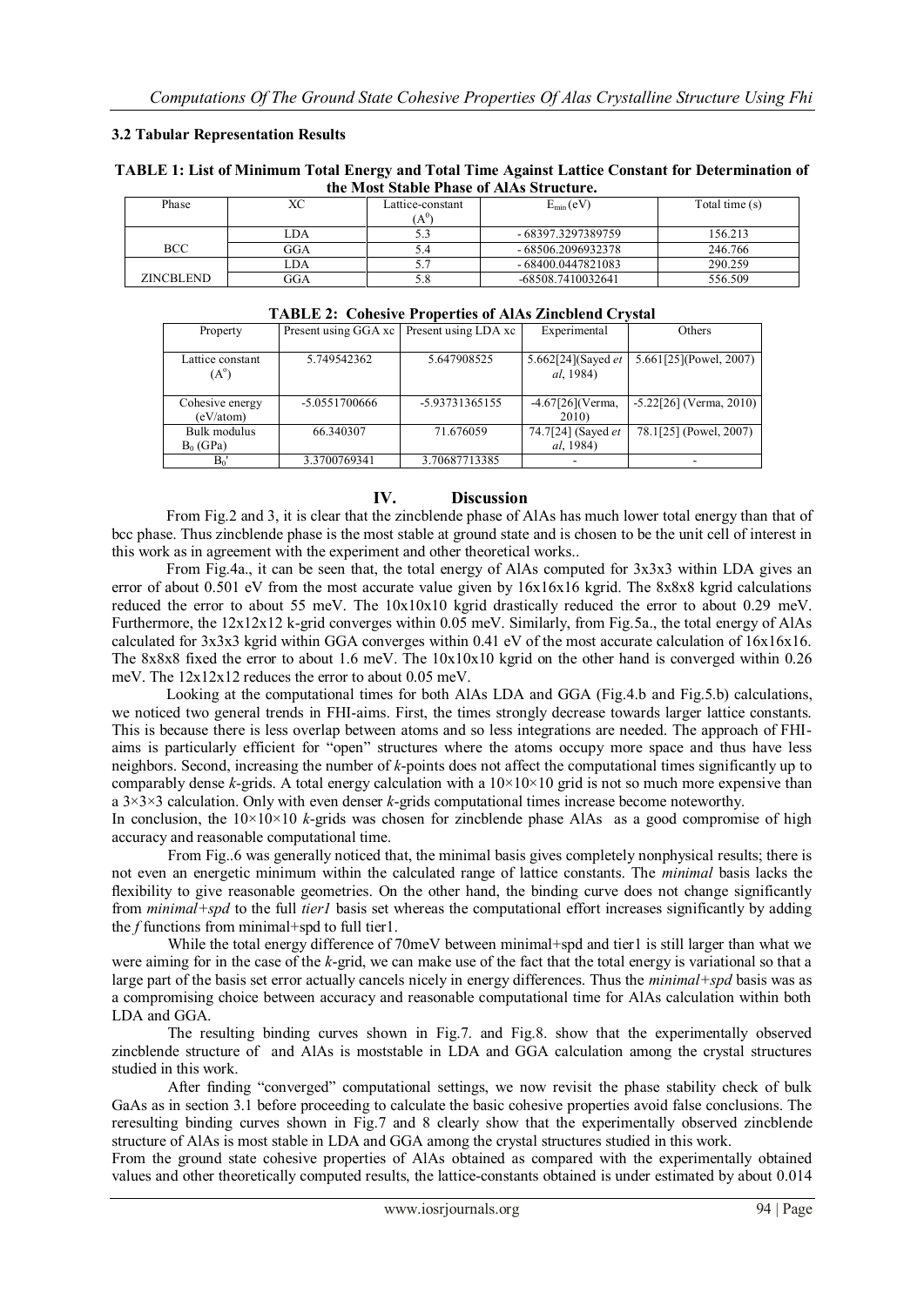### 3.2 Tabular Representation Results

**TABLE 1: List of Minimum Total Energy and Total Time Against Lattice Constant for Determination of the Most Stable Phase of AlAs Structure.**

| Phase | XC | Lattice-constant ($A^0$) | $E_{min}$ (eV) | Total time (s) |
|---|---|---|---|---|
| BCC | LDA | 5.3 | - 68397.3297389759 | 156.213 |
| | GGA | 5.4 | - 68506.2096932378 | 246.766 |
| ZINCBLEND | LDA | 5.7 | - 68400.0447821083 | 290.259 |
| | GGA | 5.8 | -68508.7410032641 | 556.509 |

**TABLE 2: Cohesive Properties of AlAs Zincblend Crystal**

| Property | Present using GGA xc | Present using LDA xc | Experimental | Others |
|---|---|---|---|---|
| Lattice constant ($A^o$) | 5.749542362 | 5.647908525 | 5.662[24](Sayed *et al*, 1984) | 5.661[25](Powel, 2007) |
| Cohesive energy (eV/atom) | -5.0551700666 | -5.93731365155 | -4.67[26](Verma, 2010) | -5.22[26] (Verma, 2010) |
| Bulk modulus $B_0$ (GPa) | 66.340307 | 71.676059 | 74.7[24] (Sayed *et al*, 1984) | 78.1[25] (Powel, 2007) |
| $B_0'$ | 3.3700769341 | 3.70687713385 | - | - |

## IV. Discussion

From Fig.2 and 3, it is clear that the zincblende phase of AlAs has much lower total energy than that of bcc phase. Thus zincblende phase is the most stable at ground state and is chosen to be the unit cell of interest in this work as in agreement with the experiment and other theoretical works..

From Fig.4a., it can be seen that, the total energy of AlAs computed for 3x3x3 within LDA gives an error of about 0.501 eV from the most accurate value given by 16x16x16 kgrid. The 8x8x8 kgrid calculations reduced the error to about 55 meV. The 10x10x10 kgrid drastically reduced the error to about 0.29 meV. Furthermore, the 12x12x12 k-grid converges within 0.05 meV. Similarly, from Fig.5a., the total energy of AlAs calculated for 3x3x3 kgrid within GGA converges within 0.41 eV of the most accurate calculation of 16x16x16. The 8x8x8 fixed the error to about 1.6 meV. The 10x10x10 kgrid on the other hand is converged within 0.26 meV. The 12x12x12 reduces the error to about 0.05 meV.

Looking at the computational times for both AlAs LDA and GGA (Fig.4.b and Fig.5.b) calculations, we noticed two general trends in FHI-aims. First, the times strongly decrease towards larger lattice constants. This is because there is less overlap between atoms and so less integrations are needed. The approach of FHI-aims is particularly efficient for "open" structures where the atoms occupy more space and thus have less neighbors. Second, increasing the number of *k*-points does not affect the computational times significantly up to comparably dense *k*-grids. A total energy calculation with a 10×10×10 grid is not so much more expensive than a 3×3×3 calculation. Only with even denser *k*-grids computational times increase become noteworthy.

In conclusion, the 10×10×10 *k*-grids was chosen for zincblende phase AlAs as a good compromise of high accuracy and reasonable computational time.

From Fig..6 was generally noticed that, the minimal basis gives completely nonphysical results; there is not even an energetic minimum within the calculated range of lattice constants. The *minimal* basis lacks the flexibility to give reasonable geometries. On the other hand, the binding curve does not change significantly from *minimal+spd* to the full *tier1* basis set whereas the computational effort increases significantly by adding the *f* functions from minimal+spd to full tier1.

While the total energy difference of 70meV between minimal+spd and tier1 is still larger than what we were aiming for in the case of the *k*-grid, we can make use of the fact that the total energy is variational so that a large part of the basis set error actually cancels nicely in energy differences. Thus the *minimal+spd* basis was as a compromising choice between accuracy and reasonable computational time for AlAs calculation within both LDA and GGA.

The resulting binding curves shown in Fig.7. and Fig.8. show that the experimentally observed zincblende structure of and AlAs is moststable in LDA and GGA calculation among the crystal structures studied in this work.

After finding "converged" computational settings, we now revisit the phase stability check of bulk GaAs as in section 3.1 before proceeding to calculate the basic cohesive properties avoid false conclusions. The reresulting binding curves shown in Fig.7 and 8 clearly show that the experimentally observed zincblende structure of AlAs is most stable in LDA and GGA among the crystal structures studied in this work.

From the ground state cohesive properties of AlAs obtained as compared with the experimentally obtained values and other theoretically computed results, the lattice-constants obtained is under estimated by about 0.014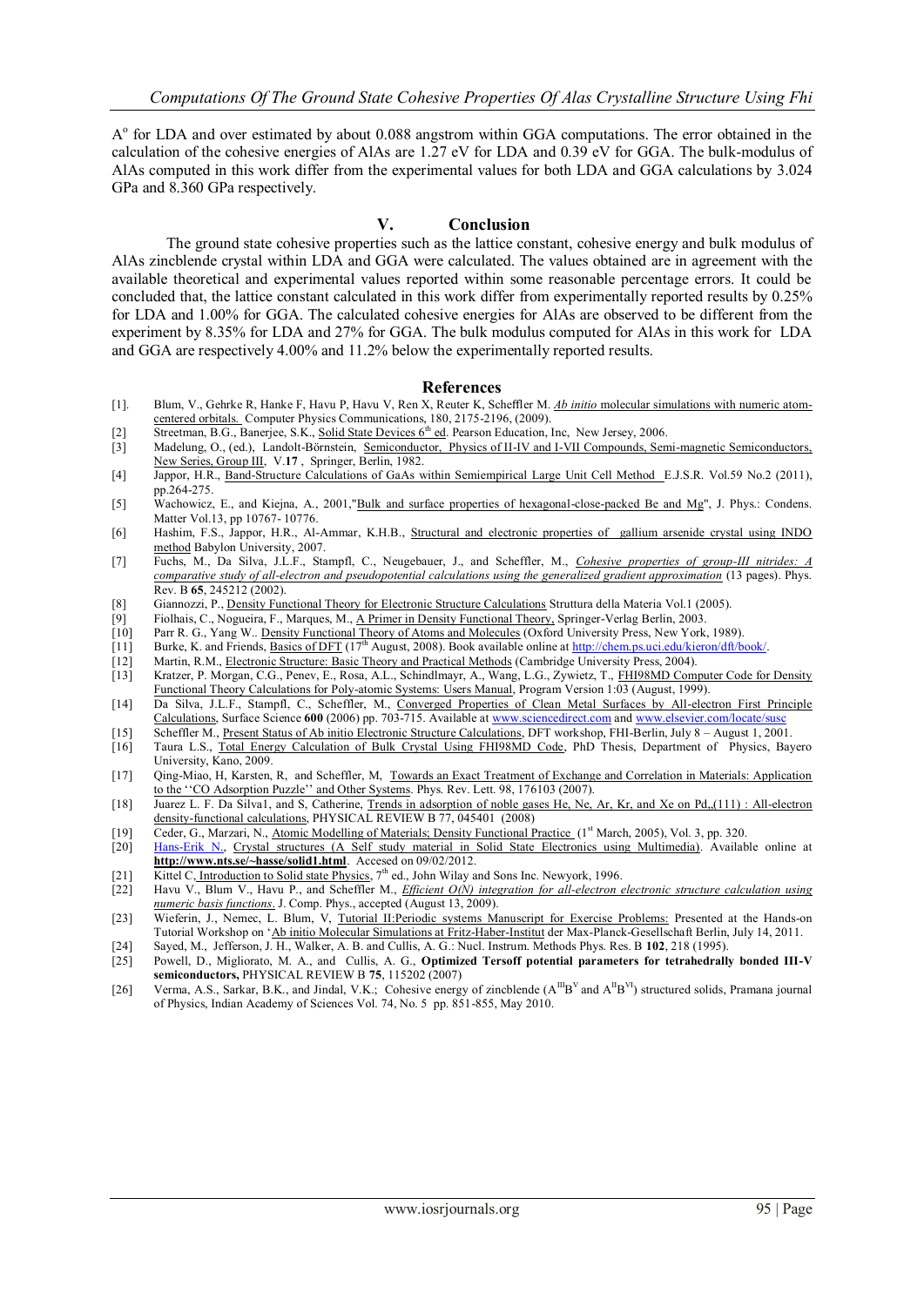A° for LDA and over estimated by about 0.088 angstrom within GGA computations. The error obtained in the calculation of the cohesive energies of AlAs are 1.27 eV for LDA and 0.39 eV for GGA. The bulk-modulus of AlAs computed in this work differ from the experimental values for both LDA and GGA calculations by 3.024 GPa and 8.360 GPa respectively.

## V. Conclusion

The ground state cohesive properties such as the lattice constant, cohesive energy and bulk modulus of AlAs zincblende crystal within LDA and GGA were calculated. The values obtained are in agreement with the available theoretical and experimental values reported within some reasonable percentage errors. It could be concluded that, the lattice constant calculated in this work differ from experimentally reported results by 0.25% for LDA and 1.00% for GGA. The calculated cohesive energies for AlAs are observed to be different from the experiment by 8.35% for LDA and 27% for GGA. The bulk modulus computed for AlAs in this work for LDA and GGA are respectively 4.00% and 11.2% below the experimentally reported results.

## References

[1]. Blum, V., Gehrke R, Hanke F, Havu P, Havu V, Ren X, Reuter K, Scheffler M. *Ab initio* molecular simulations with numeric atom-centered orbitals. Computer Physics Communications, 180, 2175-2196, (2009).

[2] Streetman, B.G., Banerjee, S.K., Solid State Devices 6th ed. Pearson Education, Inc, New Jersey, 2006.

[3] Madelung, O., (ed.), Landolt-Börnstein, Semiconductor, Physics of II-IV and I-VII Compounds, Semi-magnetic Semiconductors, New Series, Group III, V.**17** , Springer, Berlin, 1982.

[4] Jappor, H.R., Band-Structure Calculations of GaAs within Semiempirical Large Unit Cell Method E.J.S.R. Vol.59 No.2 (2011), pp.264-275.

[5] Wachowicz, E., and Kiejna, A., 2001,"Bulk and surface properties of hexagonal-close-packed Be and Mg", J. Phys.: Condens. Matter Vol.13, pp 10767- 10776.

[6] Hashim, F.S., Jappor, H.R., Al-Ammar, K.H.B., Structural and electronic properties of gallium arsenide crystal using INDO method Babylon University, 2007.

[7] Fuchs, M., Da Silva, J.L.F., Stampfl, C., Neugebauer, J., and Scheffler, M., *Cohesive properties of group-III nitrides: A comparative study of all-electron and pseudopotential calculations using the generalized gradient approximation* (13 pages). Phys. Rev. B **65**, 245212 (2002).

[8] Giannozzi, P., Density Functional Theory for Electronic Structure Calculations Struttura della Materia Vol.1 (2005).

[9] Fiolhais, C., Nogueira, F., Marques, M., A Primer in Density Functional Theory, Springer-Verlag Berlin, 2003.

[10] Parr R. G., Yang W.. Density Functional Theory of Atoms and Molecules (Oxford University Press, New York, 1989).

[11] Burke, K. and Friends, Basics of DFT (17th August, 2008). Book available online at http://chem.ps.uci.edu/kieron/dft/book/.

[12] Martin, R.M., Electronic Structure: Basic Theory and Practical Methods (Cambridge University Press, 2004).

[13] Kratzer, P. Morgan, C.G., Penev, E., Rosa, A.L., Schindlmayr, A., Wang, L.G., Zywietz, T., FHI98MD Computer Code for Density Functional Theory Calculations for Poly-atomic Systems: Users Manual, Program Version 1:03 (August, 1999).

[14] Da Silva, J.L.F., Stampfl, C., Scheffler, M., Converged Properties of Clean Metal Surfaces by All-electron First Principle Calculations, Surface Science **600** (2006) pp. 703-715. Available at www.sciencedirect.com and www.elsevier.com/locate/susc

[15] Scheffler M., Present Status of Ab initio Electronic Structure Calculations, DFT workshop, FHI-Berlin, July 8 – August 1, 2001.

[16] Taura L.S., Total Energy Calculation of Bulk Crystal Using FHI98MD Code, PhD Thesis, Department of Physics, Bayero University, Kano, 2009.

[17] Qing-Miao, H, Karsten, R, and Scheffler, M, Towards an Exact Treatment of Exchange and Correlation in Materials: Application to the ''CO Adsorption Puzzle'' and Other Systems. Phys. Rev. Lett. 98, 176103 (2007).

[18] Juarez L. F. Da Silva1, and S, Catherine, Trends in adsorption of noble gases He, Ne, Ar, Kr, and Xe on Pd,,(111) : All-electron density-functional calculations, PHYSICAL REVIEW B 77, 045401 (2008)

[19] Ceder, G., Marzari, N., Atomic Modelling of Materials; Density Functional Practice (1st March, 2005), Vol. 3, pp. 320.

[20] Hans-Erik N., Crystal structures (A Self study material in Solid State Electronics using Multimedia). Available online at **http://www.nts.se/~hasse/solid1.html**. Accesed on 09/02/2012.

[21] Kittel C, Introduction to Solid state Physics, 7th ed., John Wilay and Sons Inc. Newyork, 1996.

[22] Havu V., Blum V., Havu P., and Scheffler M., *Efficient O(N) integration for all-electron electronic structure calculation using numeric basis functions*. J. Comp. Phys., accepted (August 13, 2009).

[23] Wieferin, J., Nemec, L. Blum, V, Tutorial II:Periodic systems Manuscript for Exercise Problems: Presented at the Hands-on Tutorial Workshop on 'Ab initio Molecular Simulations at Fritz-Haber-Institut der Max-Planck-Gesellschaft Berlin, July 14, 2011.

[24] Sayed, M., Jefferson, J. H., Walker, A. B. and Cullis, A. G.: Nucl. Instrum. Methods Phys. Res. B **102**, 218 (1995).

[25] Powell, D., Migliorato, M. A., and Cullis, A. G., **Optimized Tersoff potential parameters for tetrahedrally bonded III-V semiconductors,** PHYSICAL REVIEW B **75**, 115202 (2007)

[26] Verma, A.S., Sarkar, B.K., and Jindal, V.K.; Cohesive energy of zincblende ($A^{III}B^{V}$ and $A^{II}B^{VI}$) structured solids, Pramana journal of Physics, Indian Academy of Sciences Vol. 74, No. 5 pp. 851-855, May 2010.